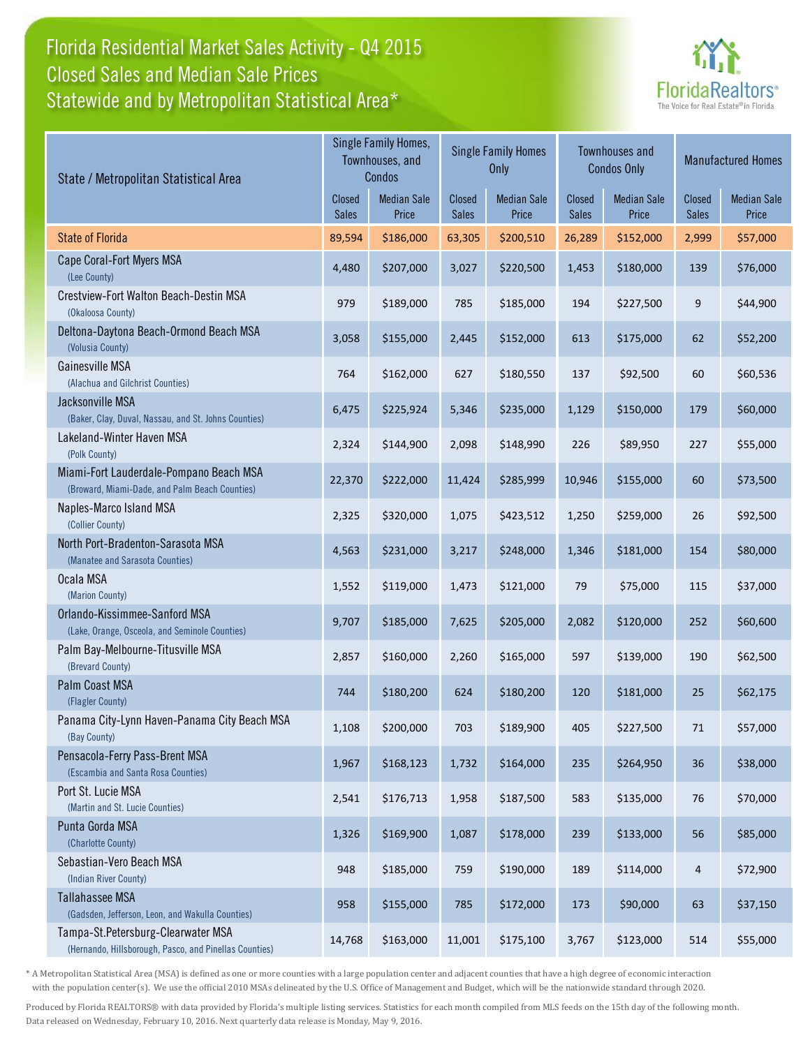# Florida Residential Market Sales Activity - Q4 2015
## Closed Sales and Median Sale Prices
## Statewide and by Metropolitan Statistical Area*

FloridaRealtors® The Voice for Real Estate® in Florida

| State / Metropolitan Statistical Area | Single Family Homes, Townhouses, and Condos | | Single Family Homes Only | | Townhouses and Condos Only | | Manufactured Homes | |
|---|---|---|---|---|---|---|---|---|
| | Closed Sales | Median Sale Price | Closed Sales | Median Sale Price | Closed Sales | Median Sale Price | Closed Sales | Median Sale Price |
| State of Florida | 89,594 | $186,000 | 63,305 | $200,510 | 26,289 | $152,000 | 2,999 | $57,000 |
| Cape Coral-Fort Myers MSA (Lee County) | 4,480 | $207,000 | 3,027 | $220,500 | 1,453 | $180,000 | 139 | $76,000 |
| Crestview-Fort Walton Beach-Destin MSA (Okaloosa County) | 979 | $189,000 | 785 | $185,000 | 194 | $227,500 | 9 | $44,900 |
| Deltona-Daytona Beach-Ormond Beach MSA (Volusia County) | 3,058 | $155,000 | 2,445 | $152,000 | 613 | $175,000 | 62 | $52,200 |
| Gainesville MSA (Alachua and Gilchrist Counties) | 764 | $162,000 | 627 | $180,550 | 137 | $92,500 | 60 | $60,536 |
| Jacksonville MSA (Baker, Clay, Duval, Nassau, and St. Johns Counties) | 6,475 | $225,924 | 5,346 | $235,000 | 1,129 | $150,000 | 179 | $60,000 |
| Lakeland-Winter Haven MSA (Polk County) | 2,324 | $144,900 | 2,098 | $148,990 | 226 | $89,950 | 227 | $55,000 |
| Miami-Fort Lauderdale-Pompano Beach MSA (Broward, Miami-Dade, and Palm Beach Counties) | 22,370 | $222,000 | 11,424 | $285,999 | 10,946 | $155,000 | 60 | $73,500 |
| Naples-Marco Island MSA (Collier County) | 2,325 | $320,000 | 1,075 | $423,512 | 1,250 | $259,000 | 26 | $92,500 |
| North Port-Bradenton-Sarasota MSA (Manatee and Sarasota Counties) | 4,563 | $231,000 | 3,217 | $248,000 | 1,346 | $181,000 | 154 | $80,000 |
| Ocala MSA (Marion County) | 1,552 | $119,000 | 1,473 | $121,000 | 79 | $75,000 | 115 | $37,000 |
| Orlando-Kissimmee-Sanford MSA (Lake, Orange, Osceola, and Seminole Counties) | 9,707 | $185,000 | 7,625 | $205,000 | 2,082 | $120,000 | 252 | $60,600 |
| Palm Bay-Melbourne-Titusville MSA (Brevard County) | 2,857 | $160,000 | 2,260 | $165,000 | 597 | $139,000 | 190 | $62,500 |
| Palm Coast MSA (Flagler County) | 744 | $180,200 | 624 | $180,200 | 120 | $181,000 | 25 | $62,175 |
| Panama City-Lynn Haven-Panama City Beach MSA (Bay County) | 1,108 | $200,000 | 703 | $189,900 | 405 | $227,500 | 71 | $57,000 |
| Pensacola-Ferry Pass-Brent MSA (Escambia and Santa Rosa Counties) | 1,967 | $168,123 | 1,732 | $164,000 | 235 | $264,950 | 36 | $38,000 |
| Port St. Lucie MSA (Martin and St. Lucie Counties) | 2,541 | $176,713 | 1,958 | $187,500 | 583 | $135,000 | 76 | $70,000 |
| Punta Gorda MSA (Charlotte County) | 1,326 | $169,900 | 1,087 | $178,000 | 239 | $133,000 | 56 | $85,000 |
| Sebastian-Vero Beach MSA (Indian River County) | 948 | $185,000 | 759 | $190,000 | 189 | $114,000 | 4 | $72,900 |
| Tallahassee MSA (Gadsden, Jefferson, Leon, and Wakulla Counties) | 958 | $155,000 | 785 | $172,000 | 173 | $90,000 | 63 | $37,150 |
| Tampa-St.Petersburg-Clearwater MSA (Hernando, Hillsborough, Pasco, and Pinellas Counties) | 14,768 | $163,000 | 11,001 | $175,100 | 3,767 | $123,000 | 514 | $55,000 |

* A Metropolitan Statistical Area (MSA) is defined as one or more counties with a large population center and adjacent counties that have a high degree of economic interaction with the population center(s). We use the official 2010 MSAs delineated by the U.S. Office of Management and Budget, which will be the nationwide standard through 2020.

Produced by Florida REALTORS® with data provided by Florida's multiple listing services. Statistics for each month compiled from MLS feeds on the 15th day of the following month. Data released on Wednesday, February 10, 2016. Next quarterly data release is Monday, May 9, 2016.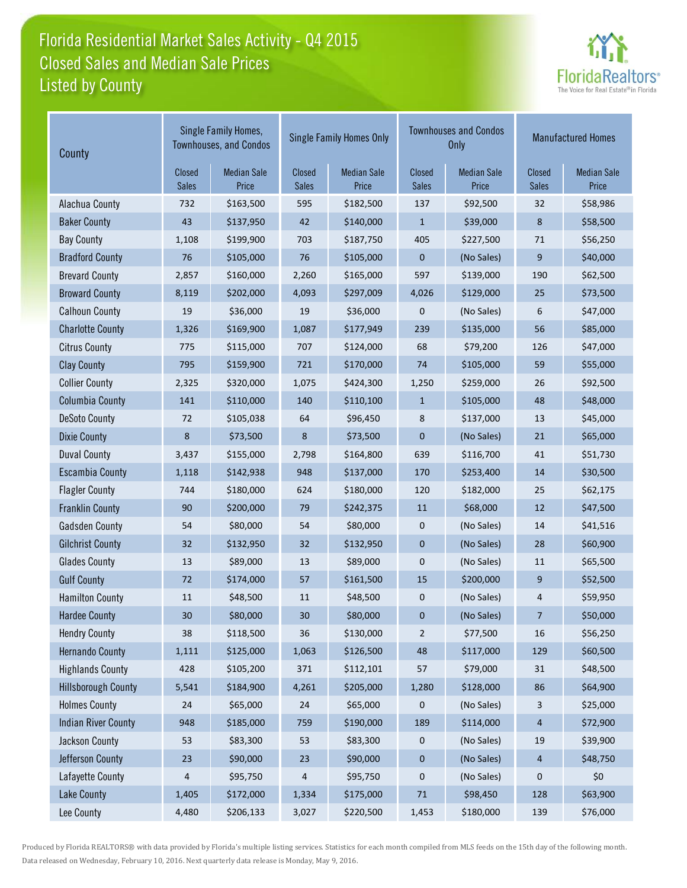# Florida Residential Market Sales Activity - Q4 2015
## Closed Sales and Median Sale Prices
## Listed by County

FloridaRealtors® The Voice for Real Estate® in Florida

| County | Single Family Homes, Townhouses, and Condos | | Single Family Homes Only | | Townhouses and Condos Only | | Manufactured Homes | |
|---|---|---|---|---|---|---|---|---|
| | Closed Sales | Median Sale Price | Closed Sales | Median Sale Price | Closed Sales | Median Sale Price | Closed Sales | Median Sale Price |
| Alachua County | 732 | $163,500 | 595 | $182,500 | 137 | $92,500 | 32 | $58,986 |
| Baker County | 43 | $137,950 | 42 | $140,000 | 1 | $39,000 | 8 | $58,500 |
| Bay County | 1,108 | $199,900 | 703 | $187,750 | 405 | $227,500 | 71 | $56,250 |
| Bradford County | 76 | $105,000 | 76 | $105,000 | 0 | (No Sales) | 9 | $40,000 |
| Brevard County | 2,857 | $160,000 | 2,260 | $165,000 | 597 | $139,000 | 190 | $62,500 |
| Broward County | 8,119 | $202,000 | 4,093 | $297,009 | 4,026 | $129,000 | 25 | $73,500 |
| Calhoun County | 19 | $36,000 | 19 | $36,000 | 0 | (No Sales) | 6 | $47,000 |
| Charlotte County | 1,326 | $169,900 | 1,087 | $177,949 | 239 | $135,000 | 56 | $85,000 |
| Citrus County | 775 | $115,000 | 707 | $124,000 | 68 | $79,200 | 126 | $47,000 |
| Clay County | 795 | $159,900 | 721 | $170,000 | 74 | $105,000 | 59 | $55,000 |
| Collier County | 2,325 | $320,000 | 1,075 | $424,300 | 1,250 | $259,000 | 26 | $92,500 |
| Columbia County | 141 | $110,000 | 140 | $110,100 | 1 | $105,000 | 48 | $48,000 |
| DeSoto County | 72 | $105,038 | 64 | $96,450 | 8 | $137,000 | 13 | $45,000 |
| Dixie County | 8 | $73,500 | 8 | $73,500 | 0 | (No Sales) | 21 | $65,000 |
| Duval County | 3,437 | $155,000 | 2,798 | $164,800 | 639 | $116,700 | 41 | $51,730 |
| Escambia County | 1,118 | $142,938 | 948 | $137,000 | 170 | $253,400 | 14 | $30,500 |
| Flagler County | 744 | $180,000 | 624 | $180,000 | 120 | $182,000 | 25 | $62,175 |
| Franklin County | 90 | $200,000 | 79 | $242,375 | 11 | $68,000 | 12 | $47,500 |
| Gadsden County | 54 | $80,000 | 54 | $80,000 | 0 | (No Sales) | 14 | $41,516 |
| Gilchrist County | 32 | $132,950 | 32 | $132,950 | 0 | (No Sales) | 28 | $60,900 |
| Glades County | 13 | $89,000 | 13 | $89,000 | 0 | (No Sales) | 11 | $65,500 |
| Gulf County | 72 | $174,000 | 57 | $161,500 | 15 | $200,000 | 9 | $52,500 |
| Hamilton County | 11 | $48,500 | 11 | $48,500 | 0 | (No Sales) | 4 | $59,950 |
| Hardee County | 30 | $80,000 | 30 | $80,000 | 0 | (No Sales) | 7 | $50,000 |
| Hendry County | 38 | $118,500 | 36 | $130,000 | 2 | $77,500 | 16 | $56,250 |
| Hernando County | 1,111 | $125,000 | 1,063 | $126,500 | 48 | $117,000 | 129 | $60,500 |
| Highlands County | 428 | $105,200 | 371 | $112,101 | 57 | $79,000 | 31 | $48,500 |
| Hillsborough County | 5,541 | $184,900 | 4,261 | $205,000 | 1,280 | $128,000 | 86 | $64,900 |
| Holmes County | 24 | $65,000 | 24 | $65,000 | 0 | (No Sales) | 3 | $25,000 |
| Indian River County | 948 | $185,000 | 759 | $190,000 | 189 | $114,000 | 4 | $72,900 |
| Jackson County | 53 | $83,300 | 53 | $83,300 | 0 | (No Sales) | 19 | $39,900 |
| Jefferson County | 23 | $90,000 | 23 | $90,000 | 0 | (No Sales) | 4 | $48,750 |
| Lafayette County | 4 | $95,750 | 4 | $95,750 | 0 | (No Sales) | 0 | $0 |
| Lake County | 1,405 | $172,000 | 1,334 | $175,000 | 71 | $98,450 | 128 | $63,900 |
| Lee County | 4,480 | $206,133 | 3,027 | $220,500 | 1,453 | $180,000 | 139 | $76,000 |

Produced by Florida REALTORS® with data provided by Florida's multiple listing services. Statistics for each month compiled from MLS feeds on the 15th day of the following month. Data released on Wednesday, February 10, 2016. Next quarterly data release is Monday, May 9, 2016.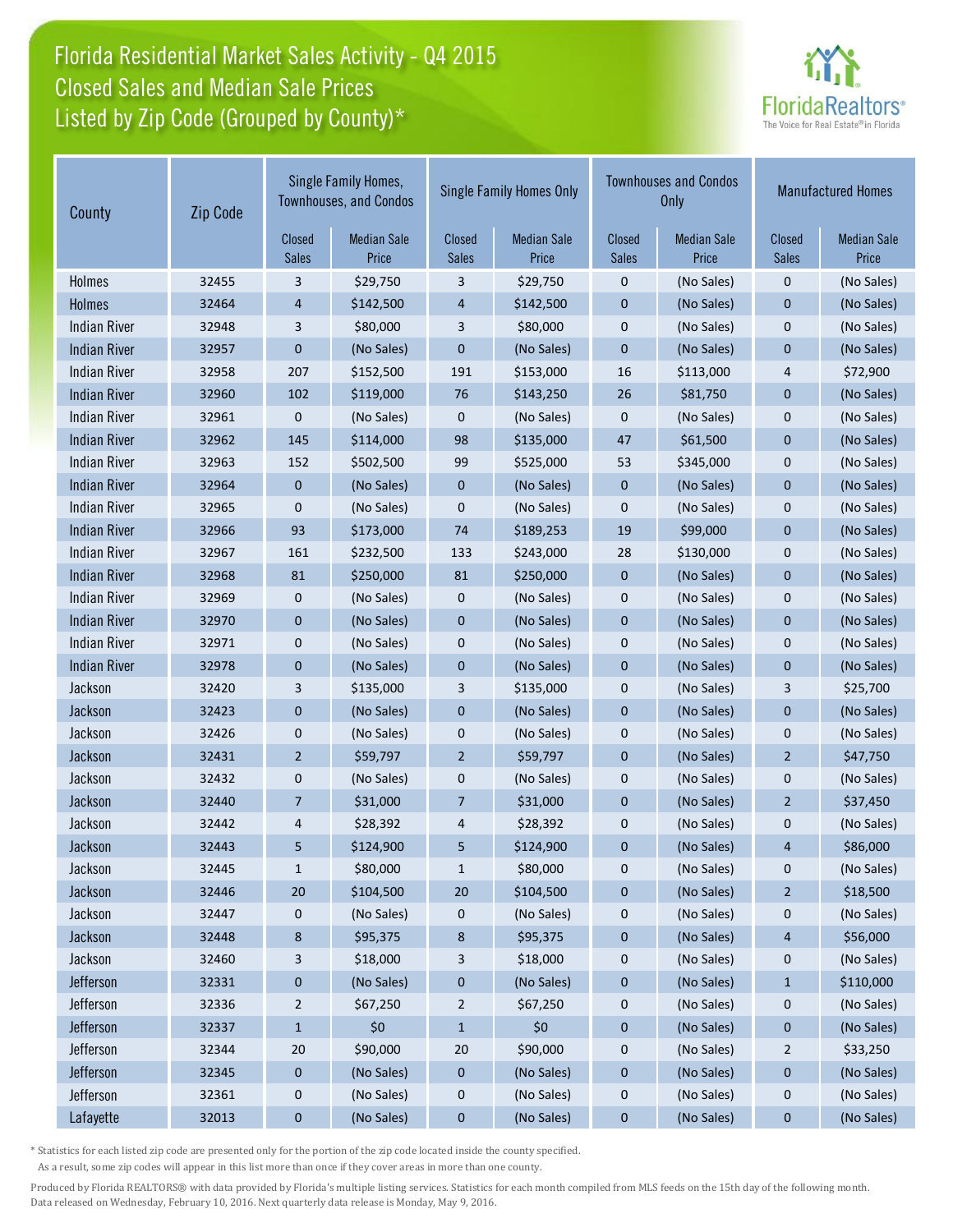# Florida Residential Market Sales Activity - Q4 2015
## Closed Sales and Median Sale Prices
## Listed by Zip Code (Grouped by County)*

| County | Zip Code | Single Family Homes, Townhouses, and Condos | | Single Family Homes Only | | Townhouses and Condos Only | | Manufactured Homes | |
|---|---|---|---|---|---|---|---|---|---|
| | | Closed Sales | Median Sale Price | Closed Sales | Median Sale Price | Closed Sales | Median Sale Price | Closed Sales | Median Sale Price |
| Holmes | 32455 | 3 | $29,750 | 3 | $29,750 | 0 | (No Sales) | 0 | (No Sales) |
| Holmes | 32464 | 4 | $142,500 | 4 | $142,500 | 0 | (No Sales) | 0 | (No Sales) |
| Indian River | 32948 | 3 | $80,000 | 3 | $80,000 | 0 | (No Sales) | 0 | (No Sales) |
| Indian River | 32957 | 0 | (No Sales) | 0 | (No Sales) | 0 | (No Sales) | 0 | (No Sales) |
| Indian River | 32958 | 207 | $152,500 | 191 | $153,000 | 16 | $113,000 | 4 | $72,900 |
| Indian River | 32960 | 102 | $119,000 | 76 | $143,250 | 26 | $81,750 | 0 | (No Sales) |
| Indian River | 32961 | 0 | (No Sales) | 0 | (No Sales) | 0 | (No Sales) | 0 | (No Sales) |
| Indian River | 32962 | 145 | $114,000 | 98 | $135,000 | 47 | $61,500 | 0 | (No Sales) |
| Indian River | 32963 | 152 | $502,500 | 99 | $525,000 | 53 | $345,000 | 0 | (No Sales) |
| Indian River | 32964 | 0 | (No Sales) | 0 | (No Sales) | 0 | (No Sales) | 0 | (No Sales) |
| Indian River | 32965 | 0 | (No Sales) | 0 | (No Sales) | 0 | (No Sales) | 0 | (No Sales) |
| Indian River | 32966 | 93 | $173,000 | 74 | $189,253 | 19 | $99,000 | 0 | (No Sales) |
| Indian River | 32967 | 161 | $232,500 | 133 | $243,000 | 28 | $130,000 | 0 | (No Sales) |
| Indian River | 32968 | 81 | $250,000 | 81 | $250,000 | 0 | (No Sales) | 0 | (No Sales) |
| Indian River | 32969 | 0 | (No Sales) | 0 | (No Sales) | 0 | (No Sales) | 0 | (No Sales) |
| Indian River | 32970 | 0 | (No Sales) | 0 | (No Sales) | 0 | (No Sales) | 0 | (No Sales) |
| Indian River | 32971 | 0 | (No Sales) | 0 | (No Sales) | 0 | (No Sales) | 0 | (No Sales) |
| Indian River | 32978 | 0 | (No Sales) | 0 | (No Sales) | 0 | (No Sales) | 0 | (No Sales) |
| Jackson | 32420 | 3 | $135,000 | 3 | $135,000 | 0 | (No Sales) | 3 | $25,700 |
| Jackson | 32423 | 0 | (No Sales) | 0 | (No Sales) | 0 | (No Sales) | 0 | (No Sales) |
| Jackson | 32426 | 0 | (No Sales) | 0 | (No Sales) | 0 | (No Sales) | 0 | (No Sales) |
| Jackson | 32431 | 2 | $59,797 | 2 | $59,797 | 0 | (No Sales) | 2 | $47,750 |
| Jackson | 32432 | 0 | (No Sales) | 0 | (No Sales) | 0 | (No Sales) | 0 | (No Sales) |
| Jackson | 32440 | 7 | $31,000 | 7 | $31,000 | 0 | (No Sales) | 2 | $37,450 |
| Jackson | 32442 | 4 | $28,392 | 4 | $28,392 | 0 | (No Sales) | 0 | (No Sales) |
| Jackson | 32443 | 5 | $124,900 | 5 | $124,900 | 0 | (No Sales) | 4 | $86,000 |
| Jackson | 32445 | 1 | $80,000 | 1 | $80,000 | 0 | (No Sales) | 0 | (No Sales) |
| Jackson | 32446 | 20 | $104,500 | 20 | $104,500 | 0 | (No Sales) | 2 | $18,500 |
| Jackson | 32447 | 0 | (No Sales) | 0 | (No Sales) | 0 | (No Sales) | 0 | (No Sales) |
| Jackson | 32448 | 8 | $95,375 | 8 | $95,375 | 0 | (No Sales) | 4 | $56,000 |
| Jackson | 32460 | 3 | $18,000 | 3 | $18,000 | 0 | (No Sales) | 0 | (No Sales) |
| Jefferson | 32331 | 0 | (No Sales) | 0 | (No Sales) | 0 | (No Sales) | 1 | $110,000 |
| Jefferson | 32336 | 2 | $67,250 | 2 | $67,250 | 0 | (No Sales) | 0 | (No Sales) |
| Jefferson | 32337 | 1 | $0 | 1 | $0 | 0 | (No Sales) | 0 | (No Sales) |
| Jefferson | 32344 | 20 | $90,000 | 20 | $90,000 | 0 | (No Sales) | 2 | $33,250 |
| Jefferson | 32345 | 0 | (No Sales) | 0 | (No Sales) | 0 | (No Sales) | 0 | (No Sales) |
| Jefferson | 32361 | 0 | (No Sales) | 0 | (No Sales) | 0 | (No Sales) | 0 | (No Sales) |
| Lafayette | 32013 | 0 | (No Sales) | 0 | (No Sales) | 0 | (No Sales) | 0 | (No Sales) |

\* Statistics for each listed zip code are presented only for the portion of the zip code located inside the county specified.
As a result, some zip codes will appear in this list more than once if they cover areas in more than one county.

Produced by Florida REALTORS® with data provided by Florida's multiple listing services. Statistics for each month compiled from MLS feeds on the 15th day of the following month.
Data released on Wednesday, February 10, 2016. Next quarterly data release is Monday, May 9, 2016.